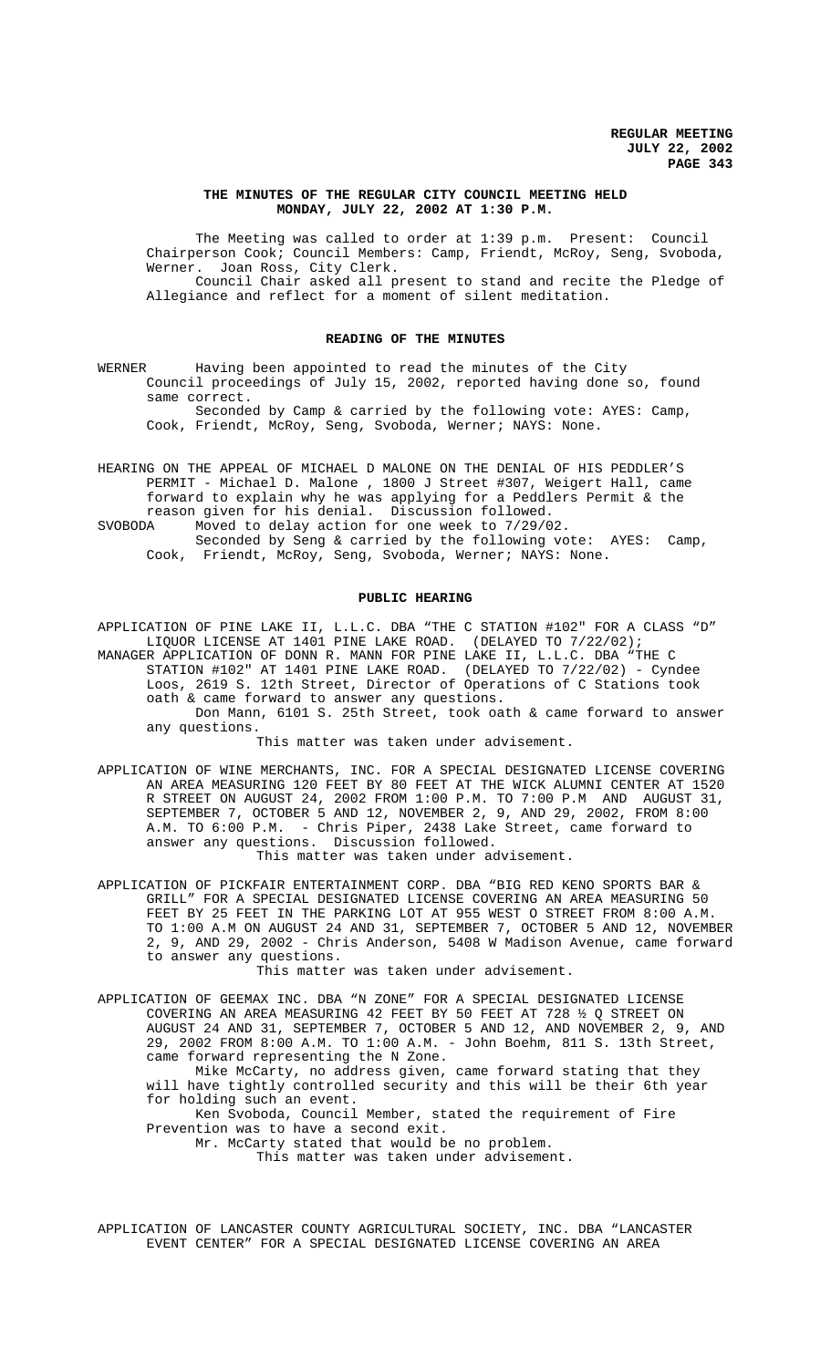# THE MINUTES OF THE REGULAR CITY COUNCIL MEETING HELD MONDAY, JULY 22, 2002 AT 1:30 P.M.

The Meeting was called to order at 1:39 p.m. Present: Council Chairperson Cook; Council Members: Camp, Friendt, McRoy, Seng, Svoboda, Werner. Joan Ross, City Clerk.

Council Chair asked all present to stand and recite the Pledge of Allegiance and reflect for a moment of silent meditation.

## READING OF THE MINUTES

WERNER Having been appointed to read the minutes of the City Council proceedings of July 15, 2002, reported having done so, found same correct.

Seconded by Camp & carried by the following vote: AYES: Camp, Cook, Friendt, McRoy, Seng, Svoboda, Werner; NAYS: None.

HEARING ON THE APPEAL OF MICHAEL D MALONE ON THE DENIAL OF HIS PEDDLER'S PERMIT - Michael D. Malone , 1800 J Street #307, Weigert Hall, came forward to explain why he was applying for a Peddlers Permit & the reason given for his denial. Discussion followed.

SVOBODA Moved to delay action for one week to 7/29/02.

Seconded by Seng & carried by the following vote: AYES: Camp, Cook, Friendt, McRoy, Seng, Svoboda, Werner; NAYS: None.

## PUBLIC HEARING

APPLICATION OF PINE LAKE II, L.L.C. DBA "THE C STATION #102" FOR A CLASS "D" LIQUOR LICENSE AT 1401 PINE LAKE ROAD. (DELAYED TO 7/22/02);

MANAGER APPLICATION OF DONN R. MANN FOR PINE LAKE II, L.L.C. DBA "THE C STATION #102" AT 1401 PINE LAKE ROAD. (DELAYED TO 7/22/02) - Cyndee Loos, 2619 S. 12th Street, Director of Operations of C Stations took oath & came forward to answer any questions.

Don Mann, 6101 S. 25th Street, took oath & came forward to answer any questions.

This matter was taken under advisement.

APPLICATION OF WINE MERCHANTS, INC. FOR A SPECIAL DESIGNATED LICENSE COVERING AN AREA MEASURING 120 FEET BY 80 FEET AT THE WICK ALUMNI CENTER AT 1520 R STREET ON AUGUST 24, 2002 FROM 1:00 P.M. TO 7:00 P.M AND AUGUST 31, SEPTEMBER 7, OCTOBER 5 AND 12, NOVEMBER 2, 9, AND 29, 2002, FROM 8:00 A.M. TO 6:00 P.M. - Chris Piper, 2438 Lake Street, came forward to answer any questions. Discussion followed.

This matter was taken under advisement.

APPLICATION OF PICKFAIR ENTERTAINMENT CORP. DBA "BIG RED KENO SPORTS BAR & GRILL" FOR A SPECIAL DESIGNATED LICENSE COVERING AN AREA MEASURING 50 FEET BY 25 FEET IN THE PARKING LOT AT 955 WEST O STREET FROM 8:00 A.M. TO 1:00 A.M ON AUGUST 24 AND 31, SEPTEMBER 7, OCTOBER 5 AND 12, NOVEMBER 2, 9, AND 29, 2002 - Chris Anderson, 5408 W Madison Avenue, came forward to answer any questions.

This matter was taken under advisement.

APPLICATION OF GEEMAX INC. DBA "N ZONE" FOR A SPECIAL DESIGNATED LICENSE COVERING AN AREA MEASURING 42 FEET BY 50 FEET AT 728 ½ Q STREET ON AUGUST 24 AND 31, SEPTEMBER 7, OCTOBER 5 AND 12, AND NOVEMBER 2, 9, AND 29, 2002 FROM 8:00 A.M. TO 1:00 A.M. - John Boehm, 811 S. 13th Street, came forward representing the N Zone.

Mike McCarty, no address given, came forward stating that they will have tightly controlled security and this will be their 6th year for holding such an event.

Ken Svoboda, Council Member, stated the requirement of Fire Prevention was to have a second exit.

Mr. McCarty stated that would be no problem.

This matter was taken under advisement.

APPLICATION OF LANCASTER COUNTY AGRICULTURAL SOCIETY, INC. DBA "LANCASTER EVENT CENTER" FOR A SPECIAL DESIGNATED LICENSE COVERING AN AREA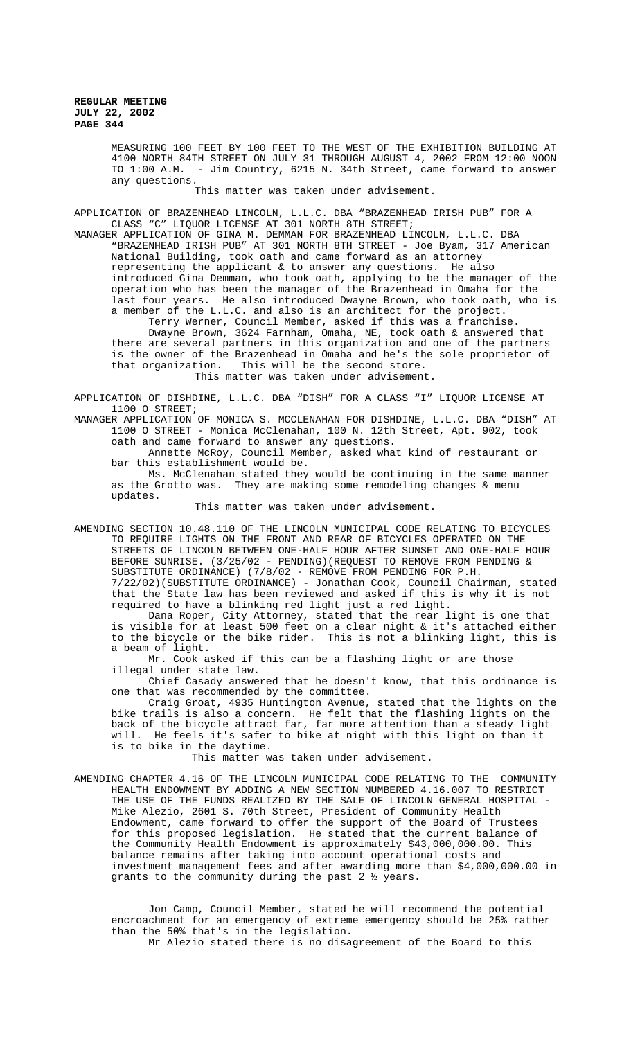MEASURING 100 FEET BY 100 FEET TO THE WEST OF THE EXHIBITION BUILDING AT 4100 NORTH 84TH STREET ON JULY 31 THROUGH AUGUST 4, 2002 FROM 12:00 NOON TO 1:00 A.M. - Jim Country, 6215 N. 34th Street, came forward to answer any questions.

This matter was taken under advisement.

APPLICATION OF BRAZENHEAD LINCOLN, L.L.C. DBA "BRAZENHEAD IRISH PUB" FOR A CLASS "C" LIQUOR LICENSE AT 301 NORTH 8TH STREET;

MANAGER APPLICATION OF GINA M. DEMMAN FOR BRAZENHEAD LINCOLN, L.L.C. DBA "BRAZENHEAD IRISH PUB" AT 301 NORTH 8TH STREET - Joe Byam, 317 American National Building, took oath and came forward as an attorney representing the applicant & to answer any questions. He also introduced Gina Demman, who took oath, applying to be the manager of the operation who has been the manager of the Brazenhead in Omaha for the last four years. He also introduced Dwayne Brown, who took oath, who is a member of the L.L.C. and also is an architect for the project.

Terry Werner, Council Member, asked if this was a franchise.

Dwayne Brown, 3624 Farnham, Omaha, NE, took oath & answered that there are several partners in this organization and one of the partners is the owner of the Brazenhead in Omaha and he's the sole proprietor of that organization. This will be the second store.

This matter was taken under advisement.

APPLICATION OF DISHDINE, L.L.C. DBA "DISH" FOR A CLASS "I" LIQUOR LICENSE AT 1100 O STREET;

MANAGER APPLICATION OF MONICA S. MCCLENAHAN FOR DISHDINE, L.L.C. DBA "DISH" AT 1100 O STREET - Monica McClenahan, 100 N. 12th Street, Apt. 902, took oath and came forward to answer any questions.

Annette McRoy, Council Member, asked what kind of restaurant or bar this establishment would be.

Ms. McClenahan stated they would be continuing in the same manner as the Grotto was. They are making some remodeling changes & menu updates.

This matter was taken under advisement.

AMENDING SECTION 10.48.110 OF THE LINCOLN MUNICIPAL CODE RELATING TO BICYCLES TO REQUIRE LIGHTS ON THE FRONT AND REAR OF BICYCLES OPERATED ON THE STREETS OF LINCOLN BETWEEN ONE-HALF HOUR AFTER SUNSET AND ONE-HALF HOUR BEFORE SUNRISE. (3/25/02 - PENDING)(REQUEST TO REMOVE FROM PENDING & SUBSTITUTE ORDINANCE) (7/8/02 - REMOVE FROM PENDING FOR P.H. 7/22/02)(SUBSTITUTE ORDINANCE) - Jonathan Cook, Council Chairman, stated that the State law has been reviewed and asked if this is why it is not required to have a blinking red light just a red light.

Dana Roper, City Attorney, stated that the rear light is one that is visible for at least 500 feet on a clear night & it's attached either to the bicycle or the bike rider. This is not a blinking light, this is a beam of light.

Mr. Cook asked if this can be a flashing light or are those illegal under state law.

Chief Casady answered that he doesn't know, that this ordinance is one that was recommended by the committee.

Craig Groat, 4935 Huntington Avenue, stated that the lights on the bike trails is also a concern. He felt that the flashing lights on the back of the bicycle attract far, far more attention than a steady light will. He feels it's safer to bike at night with this light on than it is to bike in the daytime.

This matter was taken under advisement.

AMENDING CHAPTER 4.16 OF THE LINCOLN MUNICIPAL CODE RELATING TO THE COMMUNITY HEALTH ENDOWMENT BY ADDING A NEW SECTION NUMBERED 4.16.007 TO RESTRICT THE USE OF THE FUNDS REALIZED BY THE SALE OF LINCOLN GENERAL HOSPITAL - Mike Alezio, 2601 S. 70th Street, President of Community Health Endowment, came forward to offer the support of the Board of Trustees for this proposed legislation. He stated that the current balance of the Community Health Endowment is approximately $43,000,000.00. This balance remains after taking into account operational costs and investment management fees and after awarding more than $4,000,000.00 in grants to the community during the past 2 ½ years.

Jon Camp, Council Member, stated he will recommend the potential encroachment for an emergency of extreme emergency should be 25% rather than the 50% that's in the legislation.

Mr Alezio stated there is no disagreement of the Board to this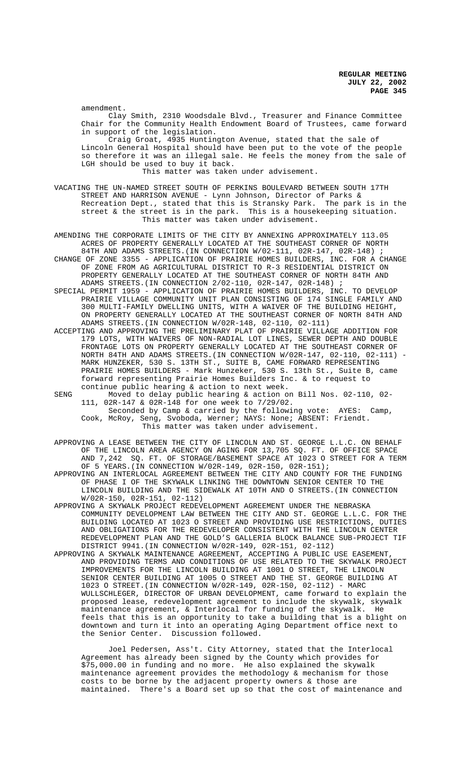amendment.

Clay Smith, 2310 Woodsdale Blvd., Treasurer and Finance Committee Chair for the Community Health Endowment Board of Trustees, came forward in support of the legislation.

Craig Groat, 4935 Huntington Avenue, stated that the sale of Lincoln General Hospital should have been put to the vote of the people so therefore it was an illegal sale. He feels the money from the sale of LGH should be used to buy it back.

This matter was taken under advisement.

VACATING THE UN-NAMED STREET SOUTH OF PERKINS BOULEVARD BETWEEN SOUTH 17TH STREET AND HARRISON AVENUE - Lynn Johnson, Director of Parks & Recreation Dept., stated that this is Stransky Park. The park is in the street & the street is in the park. This is a housekeeping situation.

This matter was taken under advisement.

AMENDING THE CORPORATE LIMITS OF THE CITY BY ANNEXING APPROXIMATELY 113.05 ACRES OF PROPERTY GENERALLY LOCATED AT THE SOUTHEAST CORNER OF NORTH 84TH AND ADAMS STREETS.(IN CONNECTION W/02-111, 02R-147, 02R-148) ;

CHANGE OF ZONE 3355 - APPLICATION OF PRAIRIE HOMES BUILDERS, INC. FOR A CHANGE OF ZONE FROM AG AGRICULTURAL DISTRICT TO R-3 RESIDENTIAL DISTRICT ON PROPERTY GENERALLY LOCATED AT THE SOUTHEAST CORNER OF NORTH 84TH AND ADAMS STREETS.(IN CONNECTION 2/02-110, 02R-147, 02R-148) ;

SPECIAL PERMIT 1959 - APPLICATION OF PRAIRIE HOMES BUILDERS, INC. TO DEVELOP PRAIRIE VILLAGE COMMUNITY UNIT PLAN CONSISTING OF 174 SINGLE FAMILY AND 300 MULTI-FAMILY DWELLING UNITS, WITH A WAIVER OF THE BUILDING HEIGHT, ON PROPERTY GENERALLY LOCATED AT THE SOUTHEAST CORNER OF NORTH 84TH AND ADAMS STREETS.(IN CONNECTION W/02R-148, 02-110, 02-111)

ACCEPTING AND APPROVING THE PRELIMINARY PLAT OF PRAIRIE VILLAGE ADDITION FOR 179 LOTS, WITH WAIVERS OF NON-RADIAL LOT LINES, SEWER DEPTH AND DOUBLE FRONTAGE LOTS ON PROPERTY GENERALLY LOCATED AT THE SOUTHEAST CORNER OF NORTH 84TH AND ADAMS STREETS.(IN CONNECTION W/02R-147, 02-110, 02-111) - MARK HUNZEKER, 530 S. 13TH ST., SUITE B, CAME FORWARD REPRESENTING PRAIRIE HOMES BUILDERS - Mark Hunzeker, 530 S. 13th St., Suite B, came forward representing Prairie Homes Builders Inc. & to request to continue public hearing & action to next week.

SENG Moved to delay public hearing & action on Bill Nos. 02-110, 02-111, 02R-147 & 02R-148 for one week to 7/29/02.

Seconded by Camp & carried by the following vote: AYES: Camp, Cook, McRoy, Seng, Svoboda, Werner; NAYS: None; ABSENT: Friendt.

This matter was taken under advisement.

APPROVING A LEASE BETWEEN THE CITY OF LINCOLN AND ST. GEORGE L.L.C. ON BEHALF OF THE LINCOLN AREA AGENCY ON AGING FOR 13,705 SQ. FT. OF OFFICE SPACE AND 7,242 SQ. FT. OF STORAGE/BASEMENT SPACE AT 1023 O STREET FOR A TERM OF 5 YEARS.(IN CONNECTION W/02R-149, 02R-150, 02R-151);

APPROVING AN INTERLOCAL AGREEMENT BETWEEN THE CITY AND COUNTY FOR THE FUNDING OF PHASE I OF THE SKYWALK LINKING THE DOWNTOWN SENIOR CENTER TO THE LINCOLN BUILDING AND THE SIDEWALK AT 10TH AND O STREETS.(IN CONNECTION W/02R-150, 02R-151, 02-112)

APPROVING A SKYWALK PROJECT REDEVELOPMENT AGREEMENT UNDER THE NEBRASKA COMMUNITY DEVELOPMENT LAW BETWEEN THE CITY AND ST. GEORGE L.L.C. FOR THE BUILDING LOCATED AT 1023 O STREET AND PROVIDING USE RESTRICTIONS, DUTIES AND OBLIGATIONS FOR THE REDEVELOPER CONSISTENT WITH THE LINCOLN CENTER REDEVELOPMENT PLAN AND THE GOLD'S GALLERIA BLOCK BALANCE SUB-PROJECT TIF DISTRICT 9941.(IN CONNECTION W/02R-149, 02R-151, 02-112)

APPROVING A SKYWALK MAINTENANCE AGREEMENT, ACCEPTING A PUBLIC USE EASEMENT, AND PROVIDING TERMS AND CONDITIONS OF USE RELATED TO THE SKYWALK PROJECT IMPROVEMENTS FOR THE LINCOLN BUILDING AT 1001 O STREET, THE LINCOLN SENIOR CENTER BUILDING AT 1005 O STREET AND THE ST. GEORGE BUILDING AT 1023 O STREET.(IN CONNECTION W/02R-149, 02R-150, 02-112) - MARC WULLSCHLEGER, DIRECTOR OF URBAN DEVELOPMENT, came forward to explain the proposed lease, redevelopment agreement to include the skywalk, skywalk maintenance agreement, & Interlocal for funding of the skywalk. He feels that this is an opportunity to take a building that is a blight on downtown and turn it into an operating Aging Department office next to the Senior Center. Discussion followed.

Joel Pedersen, Ass't. City Attorney, stated that the Interlocal Agreement has already been signed by the County which provides for $75,000.00 in funding and no more. He also explained the skywalk maintenance agreement provides the methodology & mechanism for those costs to be borne by the adjacent property owners & those are maintained. There's a Board set up so that the cost of maintenance and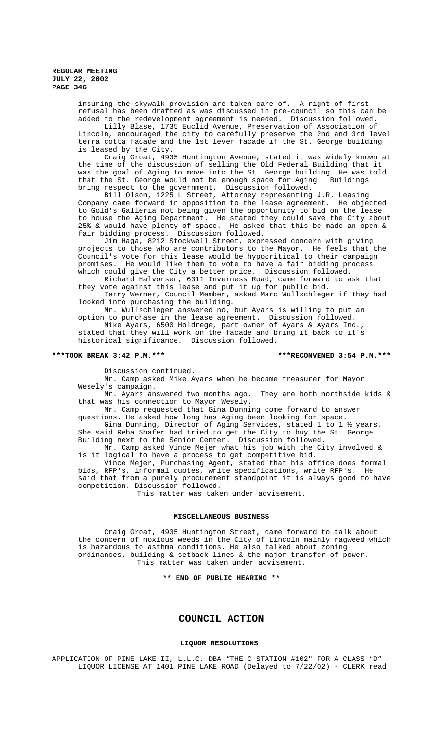insuring the skywalk provision are taken care of. A right of first refusal has been drafted as was discussed in pre-council so this can be added to the redevelopment agreement is needed. Discussion followed.

Lilly Blase, 1735 Euclid Avenue, Preservation of Association of Lincoln, encouraged the city to carefully preserve the 2nd and 3rd level terra cotta facade and the 1st lever facade if the St. George building is leased by the City.

Craig Groat, 4935 Huntington Avenue, stated it was widely known at the time of the discussion of selling the Old Federal Building that it was the goal of Aging to move into the St. George building. He was told that the St. George would not be enough space for Aging. Buildings bring respect to the government. Discussion followed.

Bill Olson, 1225 L Street, Attorney representing J.R. Leasing Company came forward in opposition to the lease agreement. He objected to Gold's Galleria not being given the opportunity to bid on the lease to house the Aging Department. He stated they could save the City about 25% & would have plenty of space. He asked that this be made an open & fair bidding process. Discussion followed.

Jim Haga, 8212 Stockwell Street, expressed concern with giving projects to those who are contributors to the Mayor. He feels that the Council's vote for this lease would be hypocritical to their campaign promises. He would like them to vote to have a fair bidding process which could give the City a better price. Discussion followed.

Richard Halvorsen, 6311 Inverness Road, came forward to ask that they vote against this lease and put it up for public bid.

Terry Werner, Council Member, asked Marc Wullschleger if they had looked into purchasing the building.

Mr. Wullschleger answered no, but Ayars is willing to put an option to purchase in the lease agreement. Discussion followed.

Mike Ayars, 6500 Holdrege, part owner of Ayars & Ayars Inc., stated that they will work on the facade and bring it back to it's historical significance. Discussion followed.

**\*\*\*TOOK BREAK 3:42 P.M.\*\*\*** **\*\*\*RECONVENED 3:54 P.M.\*\*\***

Discussion continued.

Mr. Camp asked Mike Ayars when he became treasurer for Mayor Wesely's campaign.

Mr. Ayars answered two months ago. They are both northside kids & that was his connection to Mayor Wesely.

Mr. Camp requested that Gina Dunning come forward to answer questions. He asked how long has Aging been looking for space.

Gina Dunning, Director of Aging Services, stated 1 to 1 ½ years. She said Reba Shafer had tried to get the City to buy the St. George Building next to the Senior Center. Discussion followed.

Mr. Camp asked Vince Mejer what his job with the City involved & is it logical to have a process to get competitive bid.

Vince Mejer, Purchasing Agent, stated that his office does formal bids, RFP's, informal quotes, write specifications, write RFP's. He said that from a purely procurement standpoint it is always good to have competition. Discussion followed.

This matter was taken under advisement.

## MISCELLANEOUS BUSINESS

Craig Groat, 4935 Huntington Street, came forward to talk about the concern of noxious weeds in the City of Lincoln mainly ragweed which is hazardous to asthma conditions. He also talked about zoning ordinances, building & setback lines & the major transfer of power.

This matter was taken under advisement.

**\*\* END OF PUBLIC HEARING \*\***

# COUNCIL ACTION

## LIQUOR RESOLUTIONS

APPLICATION OF PINE LAKE II, L.L.C. DBA "THE C STATION #102" FOR A CLASS "D" LIQUOR LICENSE AT 1401 PINE LAKE ROAD (Delayed to 7/22/02) - CLERK read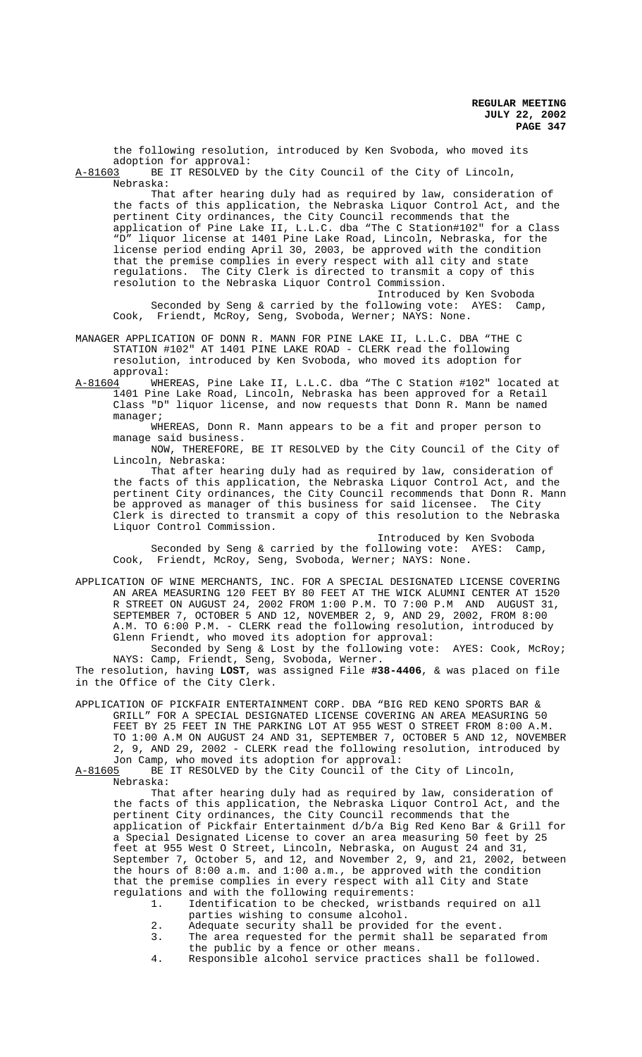the following resolution, introduced by Ken Svoboda, who moved its adoption for approval:

A-81603 BE IT RESOLVED by the City Council of the City of Lincoln, Nebraska:

That after hearing duly had as required by law, consideration of the facts of this application, the Nebraska Liquor Control Act, and the pertinent City ordinances, the City Council recommends that the application of Pine Lake II, L.L.C. dba "The C Station#102" for a Class "D" liquor license at 1401 Pine Lake Road, Lincoln, Nebraska, for the license period ending April 30, 2003, be approved with the condition that the premise complies in every respect with all city and state regulations. The City Clerk is directed to transmit a copy of this resolution to the Nebraska Liquor Control Commission.

Introduced by Ken Svoboda

Seconded by Seng & carried by the following vote: AYES: Camp, Cook, Friendt, McRoy, Seng, Svoboda, Werner; NAYS: None.

MANAGER APPLICATION OF DONN R. MANN FOR PINE LAKE II, L.L.C. DBA "THE C STATION #102" AT 1401 PINE LAKE ROAD - CLERK read the following resolution, introduced by Ken Svoboda, who moved its adoption for approval:

A-81604 WHEREAS, Pine Lake II, L.L.C. dba "The C Station #102" located at 1401 Pine Lake Road, Lincoln, Nebraska has been approved for a Retail Class "D" liquor license, and now requests that Donn R. Mann be named manager;

WHEREAS, Donn R. Mann appears to be a fit and proper person to manage said business.

NOW, THEREFORE, BE IT RESOLVED by the City Council of the City of Lincoln, Nebraska:

That after hearing duly had as required by law, consideration of the facts of this application, the Nebraska Liquor Control Act, and the pertinent City ordinances, the City Council recommends that Donn R. Mann be approved as manager of this business for said licensee. The City Clerk is directed to transmit a copy of this resolution to the Nebraska Liquor Control Commission.

Introduced by Ken Svoboda

Seconded by Seng & carried by the following vote: AYES: Camp, Cook, Friendt, McRoy, Seng, Svoboda, Werner; NAYS: None.

APPLICATION OF WINE MERCHANTS, INC. FOR A SPECIAL DESIGNATED LICENSE COVERING AN AREA MEASURING 120 FEET BY 80 FEET AT THE WICK ALUMNI CENTER AT 1520 R STREET ON AUGUST 24, 2002 FROM 1:00 P.M. TO 7:00 P.M AND AUGUST 31, SEPTEMBER 7, OCTOBER 5 AND 12, NOVEMBER 2, 9, AND 29, 2002, FROM 8:00 A.M. TO 6:00 P.M. - CLERK read the following resolution, introduced by Glenn Friendt, who moved its adoption for approval:

Seconded by Seng & Lost by the following vote: AYES: Cook, McRoy; NAYS: Camp, Friendt, Seng, Svoboda, Werner.

The resolution, having **LOST**, was assigned File **#38-4406**, & was placed on file in the Office of the City Clerk.

APPLICATION OF PICKFAIR ENTERTAINMENT CORP. DBA "BIG RED KENO SPORTS BAR & GRILL" FOR A SPECIAL DESIGNATED LICENSE COVERING AN AREA MEASURING 50 FEET BY 25 FEET IN THE PARKING LOT AT 955 WEST O STREET FROM 8:00 A.M. TO 1:00 A.M ON AUGUST 24 AND 31, SEPTEMBER 7, OCTOBER 5 AND 12, NOVEMBER 2, 9, AND 29, 2002 - CLERK read the following resolution, introduced by Jon Camp, who moved its adoption for approval:

A-81605 BE IT RESOLVED by the City Council of the City of Lincoln, Nebraska:

That after hearing duly had as required by law, consideration of the facts of this application, the Nebraska Liquor Control Act, and the pertinent City ordinances, the City Council recommends that the application of Pickfair Entertainment d/b/a Big Red Keno Bar & Grill for a Special Designated License to cover an area measuring 50 feet by 25 feet at 955 West O Street, Lincoln, Nebraska, on August 24 and 31, September 7, October 5, and 12, and November 2, 9, and 21, 2002, between the hours of 8:00 a.m. and 1:00 a.m., be approved with the condition that the premise complies in every respect with all City and State regulations and with the following requirements:

1. Identification to be checked, wristbands required on all parties wishing to consume alcohol.
2. Adequate security shall be provided for the event.
3. The area requested for the permit shall be separated from the public by a fence or other means.
4. Responsible alcohol service practices shall be followed.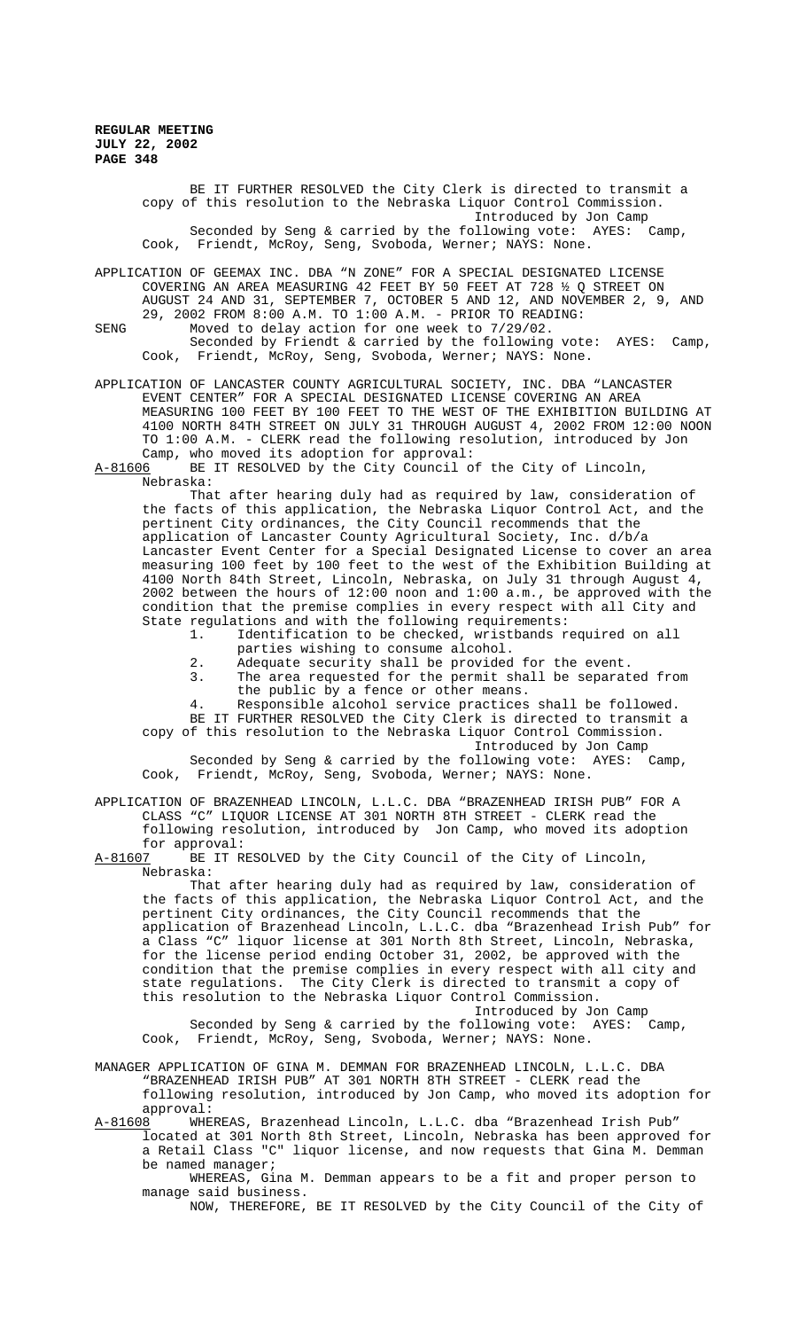BE IT FURTHER RESOLVED the City Clerk is directed to transmit a copy of this resolution to the Nebraska Liquor Control Commission.

Introduced by Jon Camp

Seconded by Seng & carried by the following vote: AYES: Camp, Cook, Friendt, McRoy, Seng, Svoboda, Werner; NAYS: None.

APPLICATION OF GEEMAX INC. DBA "N ZONE" FOR A SPECIAL DESIGNATED LICENSE COVERING AN AREA MEASURING 42 FEET BY 50 FEET AT 728 ½ Q STREET ON AUGUST 24 AND 31, SEPTEMBER 7, OCTOBER 5 AND 12, AND NOVEMBER 2, 9, AND 29, 2002 FROM 8:00 A.M. TO 1:00 A.M. - PRIOR TO READING:

SENG Moved to delay action for one week to 7/29/02.

Seconded by Friendt & carried by the following vote: AYES: Camp, Cook, Friendt, McRoy, Seng, Svoboda, Werner; NAYS: None.

APPLICATION OF LANCASTER COUNTY AGRICULTURAL SOCIETY, INC. DBA "LANCASTER EVENT CENTER" FOR A SPECIAL DESIGNATED LICENSE COVERING AN AREA MEASURING 100 FEET BY 100 FEET TO THE WEST OF THE EXHIBITION BUILDING AT 4100 NORTH 84TH STREET ON JULY 31 THROUGH AUGUST 4, 2002 FROM 12:00 NOON TO 1:00 A.M. - CLERK read the following resolution, introduced by Jon Camp, who moved its adoption for approval:

A-81606 BE IT RESOLVED by the City Council of the City of Lincoln, Nebraska:

That after hearing duly had as required by law, consideration of the facts of this application, the Nebraska Liquor Control Act, and the pertinent City ordinances, the City Council recommends that the application of Lancaster County Agricultural Society, Inc. d/b/a Lancaster Event Center for a Special Designated License to cover an area measuring 100 feet by 100 feet to the west of the Exhibition Building at 4100 North 84th Street, Lincoln, Nebraska, on July 31 through August 4, 2002 between the hours of 12:00 noon and 1:00 a.m., be approved with the condition that the premise complies in every respect with all City and State regulations and with the following requirements:

1. Identification to be checked, wristbands required on all parties wishing to consume alcohol.
2. Adequate security shall be provided for the event.
3. The area requested for the permit shall be separated from the public by a fence or other means.
4. Responsible alcohol service practices shall be followed.

BE IT FURTHER RESOLVED the City Clerk is directed to transmit a copy of this resolution to the Nebraska Liquor Control Commission.

Introduced by Jon Camp

Seconded by Seng & carried by the following vote: AYES: Camp, Cook, Friendt, McRoy, Seng, Svoboda, Werner; NAYS: None.

APPLICATION OF BRAZENHEAD LINCOLN, L.L.C. DBA "BRAZENHEAD IRISH PUB" FOR A CLASS "C" LIQUOR LICENSE AT 301 NORTH 8TH STREET - CLERK read the following resolution, introduced by Jon Camp, who moved its adoption for approval:

A-81607 BE IT RESOLVED by the City Council of the City of Lincoln, Nebraska:

That after hearing duly had as required by law, consideration of the facts of this application, the Nebraska Liquor Control Act, and the pertinent City ordinances, the City Council recommends that the application of Brazenhead Lincoln, L.L.C. dba "Brazenhead Irish Pub" for a Class "C" liquor license at 301 North 8th Street, Lincoln, Nebraska, for the license period ending October 31, 2002, be approved with the condition that the premise complies in every respect with all city and state regulations. The City Clerk is directed to transmit a copy of this resolution to the Nebraska Liquor Control Commission.

Introduced by Jon Camp

Seconded by Seng & carried by the following vote: AYES: Camp, Cook, Friendt, McRoy, Seng, Svoboda, Werner; NAYS: None.

MANAGER APPLICATION OF GINA M. DEMMAN FOR BRAZENHEAD LINCOLN, L.L.C. DBA "BRAZENHEAD IRISH PUB" AT 301 NORTH 8TH STREET - CLERK read the following resolution, introduced by Jon Camp, who moved its adoption for approval:

A-81608 WHEREAS, Brazenhead Lincoln, L.L.C. dba "Brazenhead Irish Pub" located at 301 North 8th Street, Lincoln, Nebraska has been approved for a Retail Class "C" liquor license, and now requests that Gina M. Demman be named manager;

WHEREAS, Gina M. Demman appears to be a fit and proper person to manage said business.

NOW, THEREFORE, BE IT RESOLVED by the City Council of the City of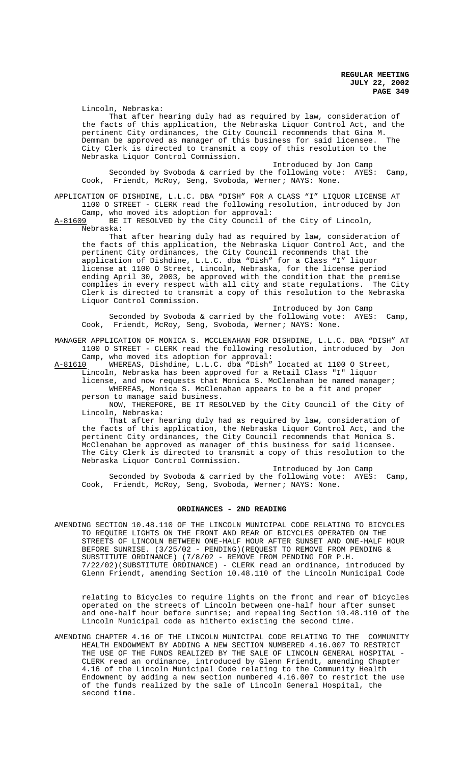Lincoln, Nebraska:

That after hearing duly had as required by law, consideration of the facts of this application, the Nebraska Liquor Control Act, and the pertinent City ordinances, the City Council recommends that Gina M. Demman be approved as manager of this business for said licensee. The City Clerk is directed to transmit a copy of this resolution to the Nebraska Liquor Control Commission.

Introduced by Jon Camp

Seconded by Svoboda & carried by the following vote: AYES: Camp, Cook, Friendt, McRoy, Seng, Svoboda, Werner; NAYS: None.

APPLICATION OF DISHDINE, L.L.C. DBA "DISH" FOR A CLASS "I" LIQUOR LICENSE AT 1100 O STREET - CLERK read the following resolution, introduced by Jon Camp, who moved its adoption for approval:

A-81609 BE IT RESOLVED by the City Council of the City of Lincoln, Nebraska:

That after hearing duly had as required by law, consideration of the facts of this application, the Nebraska Liquor Control Act, and the pertinent City ordinances, the City Council recommends that the application of Dishdine, L.L.C. dba "Dish" for a Class "I" liquor license at 1100 O Street, Lincoln, Nebraska, for the license period ending April 30, 2003, be approved with the condition that the premise complies in every respect with all city and state regulations. The City Clerk is directed to transmit a copy of this resolution to the Nebraska Liquor Control Commission.

Introduced by Jon Camp

Seconded by Svoboda & carried by the following vote: AYES: Camp, Cook, Friendt, McRoy, Seng, Svoboda, Werner; NAYS: None.

MANAGER APPLICATION OF MONICA S. MCCLENAHAN FOR DISHDINE, L.L.C. DBA "DISH" AT 1100 O STREET - CLERK read the following resolution, introduced by Jon Camp, who moved its adoption for approval:

A-81610 WHEREAS, Dishdine, L.L.C. dba "Dish" located at 1100 O Street, Lincoln, Nebraska has been approved for a Retail Class "I" liquor license, and now requests that Monica S. McClenahan be named manager;

WHEREAS, Monica S. McClenahan appears to be a fit and proper person to manage said business.

NOW, THEREFORE, BE IT RESOLVED by the City Council of the City of Lincoln, Nebraska:

That after hearing duly had as required by law, consideration of the facts of this application, the Nebraska Liquor Control Act, and the pertinent City ordinances, the City Council recommends that Monica S. McClenahan be approved as manager of this business for said licensee. The City Clerk is directed to transmit a copy of this resolution to the Nebraska Liquor Control Commission.

Introduced by Jon Camp

Seconded by Svoboda & carried by the following vote: AYES: Camp, Cook, Friendt, McRoy, Seng, Svoboda, Werner; NAYS: None.

## ORDINANCES - 2ND READING

AMENDING SECTION 10.48.110 OF THE LINCOLN MUNICIPAL CODE RELATING TO BICYCLES TO REQUIRE LIGHTS ON THE FRONT AND REAR OF BICYCLES OPERATED ON THE STREETS OF LINCOLN BETWEEN ONE-HALF HOUR AFTER SUNSET AND ONE-HALF HOUR BEFORE SUNRISE. (3/25/02 - PENDING)(REQUEST TO REMOVE FROM PENDING & SUBSTITUTE ORDINANCE) (7/8/02 - REMOVE FROM PENDING FOR P.H. 7/22/02)(SUBSTITUTE ORDINANCE) - CLERK read an ordinance, introduced by Glenn Friendt, amending Section 10.48.110 of the Lincoln Municipal Code relating to Bicycles to require lights on the front and rear of bicycles operated on the streets of Lincoln between one-half hour after sunset and one-half hour before sunrise; and repealing Section 10.48.110 of the Lincoln Municipal code as hitherto existing the second time.

AMENDING CHAPTER 4.16 OF THE LINCOLN MUNICIPAL CODE RELATING TO THE COMMUNITY HEALTH ENDOWMENT BY ADDING A NEW SECTION NUMBERED 4.16.007 TO RESTRICT THE USE OF THE FUNDS REALIZED BY THE SALE OF LINCOLN GENERAL HOSPITAL - CLERK read an ordinance, introduced by Glenn Friendt, amending Chapter 4.16 of the Lincoln Municipal Code relating to the Community Health Endowment by adding a new section numbered 4.16.007 to restrict the use of the funds realized by the sale of Lincoln General Hospital, the second time.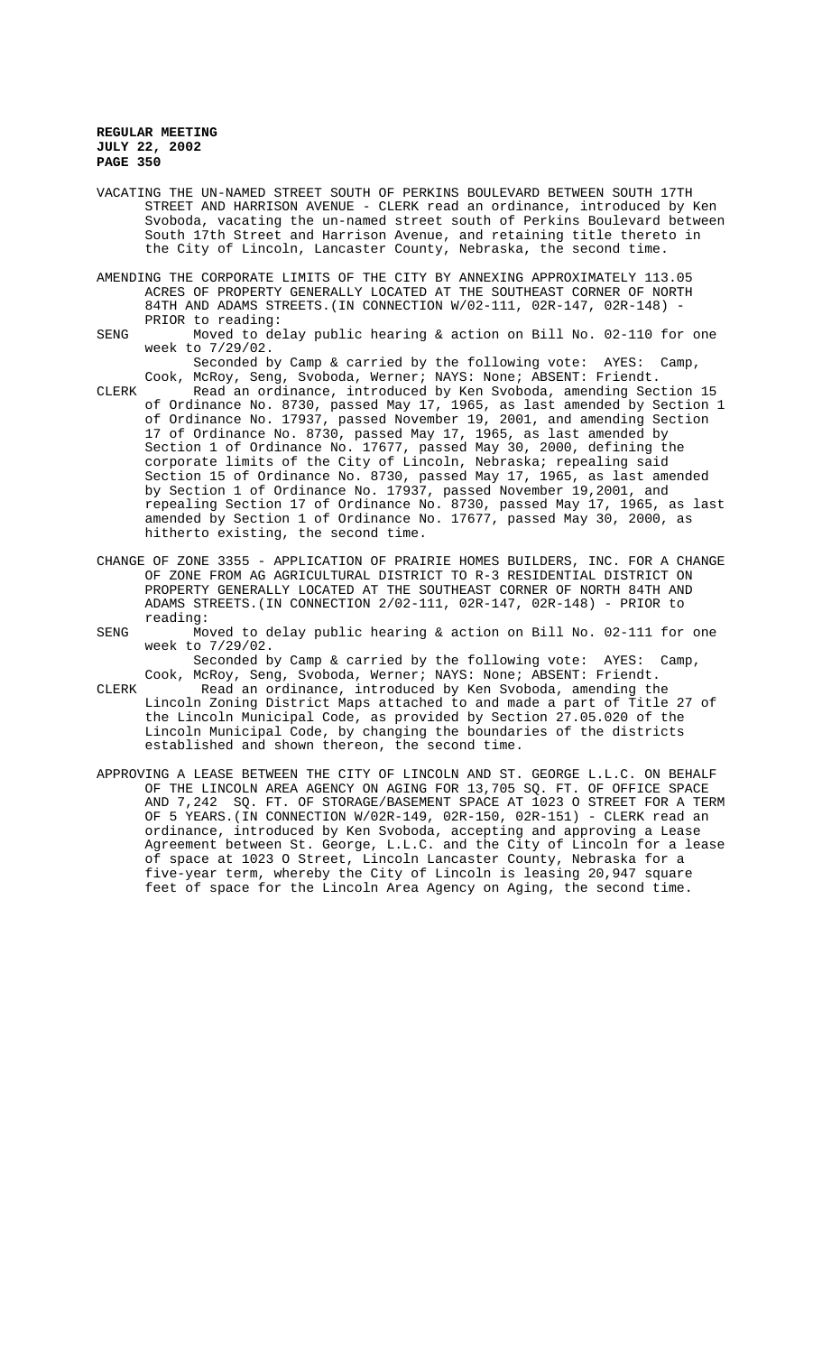VACATING THE UN-NAMED STREET SOUTH OF PERKINS BOULEVARD BETWEEN SOUTH 17TH STREET AND HARRISON AVENUE - CLERK read an ordinance, introduced by Ken Svoboda, vacating the un-named street south of Perkins Boulevard between South 17th Street and Harrison Avenue, and retaining title thereto in the City of Lincoln, Lancaster County, Nebraska, the second time.

AMENDING THE CORPORATE LIMITS OF THE CITY BY ANNEXING APPROXIMATELY 113.05 ACRES OF PROPERTY GENERALLY LOCATED AT THE SOUTHEAST CORNER OF NORTH 84TH AND ADAMS STREETS.(IN CONNECTION W/02-111, 02R-147, 02R-148) - PRIOR to reading:

SENG Moved to delay public hearing & action on Bill No. 02-110 for one week to 7/29/02.

Seconded by Camp & carried by the following vote: AYES: Camp, Cook, McRoy, Seng, Svoboda, Werner; NAYS: None; ABSENT: Friendt.

CLERK Read an ordinance, introduced by Ken Svoboda, amending Section 15 of Ordinance No. 8730, passed May 17, 1965, as last amended by Section 1 of Ordinance No. 17937, passed November 19, 2001, and amending Section 17 of Ordinance No. 8730, passed May 17, 1965, as last amended by Section 1 of Ordinance No. 17677, passed May 30, 2000, defining the corporate limits of the City of Lincoln, Nebraska; repealing said Section 15 of Ordinance No. 8730, passed May 17, 1965, as last amended by Section 1 of Ordinance No. 17937, passed November 19,2001, and repealing Section 17 of Ordinance No. 8730, passed May 17, 1965, as last amended by Section 1 of Ordinance No. 17677, passed May 30, 2000, as hitherto existing, the second time.

CHANGE OF ZONE 3355 - APPLICATION OF PRAIRIE HOMES BUILDERS, INC. FOR A CHANGE OF ZONE FROM AG AGRICULTURAL DISTRICT TO R-3 RESIDENTIAL DISTRICT ON PROPERTY GENERALLY LOCATED AT THE SOUTHEAST CORNER OF NORTH 84TH AND ADAMS STREETS.(IN CONNECTION 2/02-111, 02R-147, 02R-148) - PRIOR to reading:

SENG Moved to delay public hearing & action on Bill No. 02-111 for one week to 7/29/02.

Seconded by Camp & carried by the following vote: AYES: Camp, Cook, McRoy, Seng, Svoboda, Werner; NAYS: None; ABSENT: Friendt.

CLERK Read an ordinance, introduced by Ken Svoboda, amending the Lincoln Zoning District Maps attached to and made a part of Title 27 of the Lincoln Municipal Code, as provided by Section 27.05.020 of the Lincoln Municipal Code, by changing the boundaries of the districts established and shown thereon, the second time.

APPROVING A LEASE BETWEEN THE CITY OF LINCOLN AND ST. GEORGE L.L.C. ON BEHALF OF THE LINCOLN AREA AGENCY ON AGING FOR 13,705 SQ. FT. OF OFFICE SPACE AND 7,242 SQ. FT. OF STORAGE/BASEMENT SPACE AT 1023 O STREET FOR A TERM OF 5 YEARS.(IN CONNECTION W/02R-149, 02R-150, 02R-151) - CLERK read an ordinance, introduced by Ken Svoboda, accepting and approving a Lease Agreement between St. George, L.L.C. and the City of Lincoln for a lease of space at 1023 O Street, Lincoln Lancaster County, Nebraska for a five-year term, whereby the City of Lincoln is leasing 20,947 square feet of space for the Lincoln Area Agency on Aging, the second time.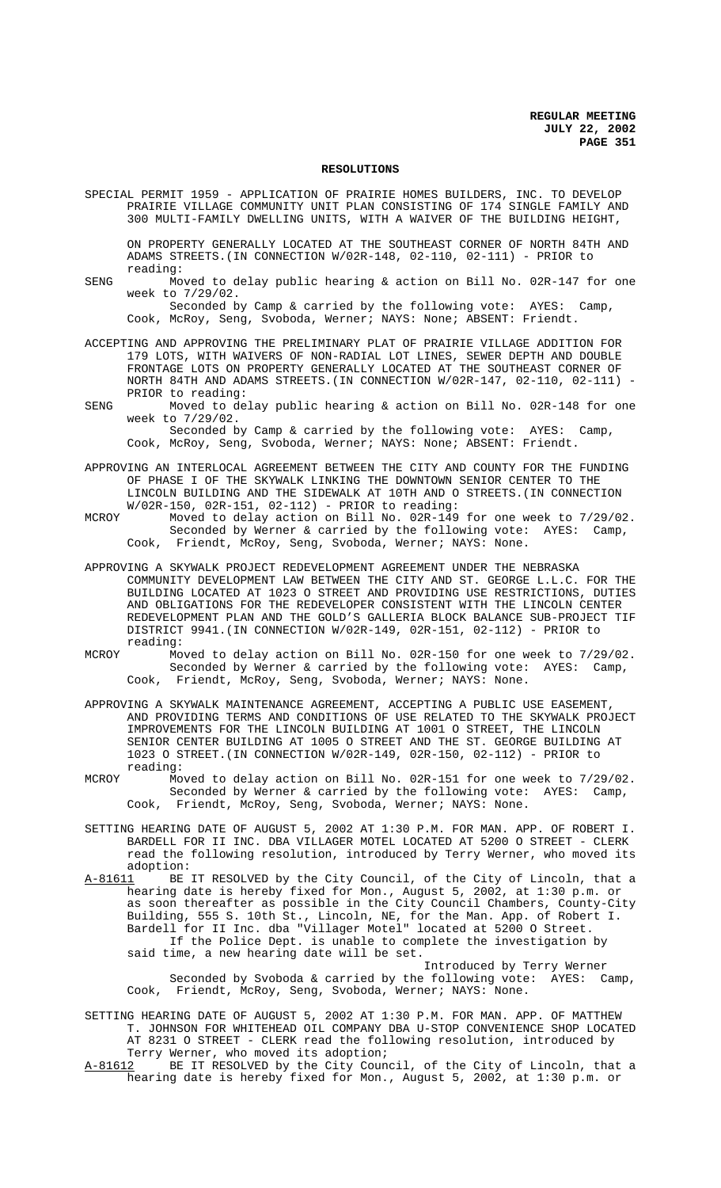## RESOLUTIONS

SPECIAL PERMIT 1959 - APPLICATION OF PRAIRIE HOMES BUILDERS, INC. TO DEVELOP PRAIRIE VILLAGE COMMUNITY UNIT PLAN CONSISTING OF 174 SINGLE FAMILY AND 300 MULTI-FAMILY DWELLING UNITS, WITH A WAIVER OF THE BUILDING HEIGHT, ON PROPERTY GENERALLY LOCATED AT THE SOUTHEAST CORNER OF NORTH 84TH AND ADAMS STREETS.(IN CONNECTION W/02R-148, 02-110, 02-111) - PRIOR to reading:

SENG Moved to delay public hearing & action on Bill No. 02R-147 for one week to 7/29/02.

Seconded by Camp & carried by the following vote: AYES: Camp, Cook, McRoy, Seng, Svoboda, Werner; NAYS: None; ABSENT: Friendt.

ACCEPTING AND APPROVING THE PRELIMINARY PLAT OF PRAIRIE VILLAGE ADDITION FOR 179 LOTS, WITH WAIVERS OF NON-RADIAL LOT LINES, SEWER DEPTH AND DOUBLE FRONTAGE LOTS ON PROPERTY GENERALLY LOCATED AT THE SOUTHEAST CORNER OF NORTH 84TH AND ADAMS STREETS.(IN CONNECTION W/02R-147, 02-110, 02-111) - PRIOR to reading:

SENG Moved to delay public hearing & action on Bill No. 02R-148 for one week to 7/29/02.

Seconded by Camp & carried by the following vote: AYES: Camp, Cook, McRoy, Seng, Svoboda, Werner; NAYS: None; ABSENT: Friendt.

APPROVING AN INTERLOCAL AGREEMENT BETWEEN THE CITY AND COUNTY FOR THE FUNDING OF PHASE I OF THE SKYWALK LINKING THE DOWNTOWN SENIOR CENTER TO THE LINCOLN BUILDING AND THE SIDEWALK AT 10TH AND O STREETS.(IN CONNECTION W/02R-150, 02R-151, 02-112) - PRIOR to reading:

MCROY Moved to delay action on Bill No. 02R-149 for one week to 7/29/02.

Seconded by Werner & carried by the following vote: AYES: Camp, Cook, Friendt, McRoy, Seng, Svoboda, Werner; NAYS: None.

APPROVING A SKYWALK PROJECT REDEVELOPMENT AGREEMENT UNDER THE NEBRASKA COMMUNITY DEVELOPMENT LAW BETWEEN THE CITY AND ST. GEORGE L.L.C. FOR THE BUILDING LOCATED AT 1023 O STREET AND PROVIDING USE RESTRICTIONS, DUTIES AND OBLIGATIONS FOR THE REDEVELOPER CONSISTENT WITH THE LINCOLN CENTER REDEVELOPMENT PLAN AND THE GOLD'S GALLERIA BLOCK BALANCE SUB-PROJECT TIF DISTRICT 9941.(IN CONNECTION W/02R-149, 02R-151, 02-112) - PRIOR to reading:

MCROY Moved to delay action on Bill No. 02R-150 for one week to 7/29/02.

Seconded by Werner & carried by the following vote: AYES: Camp, Cook, Friendt, McRoy, Seng, Svoboda, Werner; NAYS: None.

APPROVING A SKYWALK MAINTENANCE AGREEMENT, ACCEPTING A PUBLIC USE EASEMENT, AND PROVIDING TERMS AND CONDITIONS OF USE RELATED TO THE SKYWALK PROJECT IMPROVEMENTS FOR THE LINCOLN BUILDING AT 1001 O STREET, THE LINCOLN SENIOR CENTER BUILDING AT 1005 O STREET AND THE ST. GEORGE BUILDING AT 1023 O STREET.(IN CONNECTION W/02R-149, 02R-150, 02-112) - PRIOR to reading:

MCROY Moved to delay action on Bill No. 02R-151 for one week to 7/29/02.

Seconded by Werner & carried by the following vote: AYES: Camp, Cook, Friendt, McRoy, Seng, Svoboda, Werner; NAYS: None.

SETTING HEARING DATE OF AUGUST 5, 2002 AT 1:30 P.M. FOR MAN. APP. OF ROBERT I. BARDELL FOR II INC. DBA VILLAGER MOTEL LOCATED AT 5200 O STREET - CLERK read the following resolution, introduced by Terry Werner, who moved its adoption:

A-81611 BE IT RESOLVED by the City Council, of the City of Lincoln, that a hearing date is hereby fixed for Mon., August 5, 2002, at 1:30 p.m. or as soon thereafter as possible in the City Council Chambers, County-City Building, 555 S. 10th St., Lincoln, NE, for the Man. App. of Robert I. Bardell for II Inc. dba "Villager Motel" located at 5200 O Street.

If the Police Dept. is unable to complete the investigation by said time, a new hearing date will be set.

Introduced by Terry Werner

Seconded by Svoboda & carried by the following vote: AYES: Camp, Cook, Friendt, McRoy, Seng, Svoboda, Werner; NAYS: None.

SETTING HEARING DATE OF AUGUST 5, 2002 AT 1:30 P.M. FOR MAN. APP. OF MATTHEW T. JOHNSON FOR WHITEHEAD OIL COMPANY DBA U-STOP CONVENIENCE SHOP LOCATED AT 8231 O STREET - CLERK read the following resolution, introduced by Terry Werner, who moved its adoption;

A-81612 BE IT RESOLVED by the City Council, of the City of Lincoln, that a hearing date is hereby fixed for Mon., August 5, 2002, at 1:30 p.m. or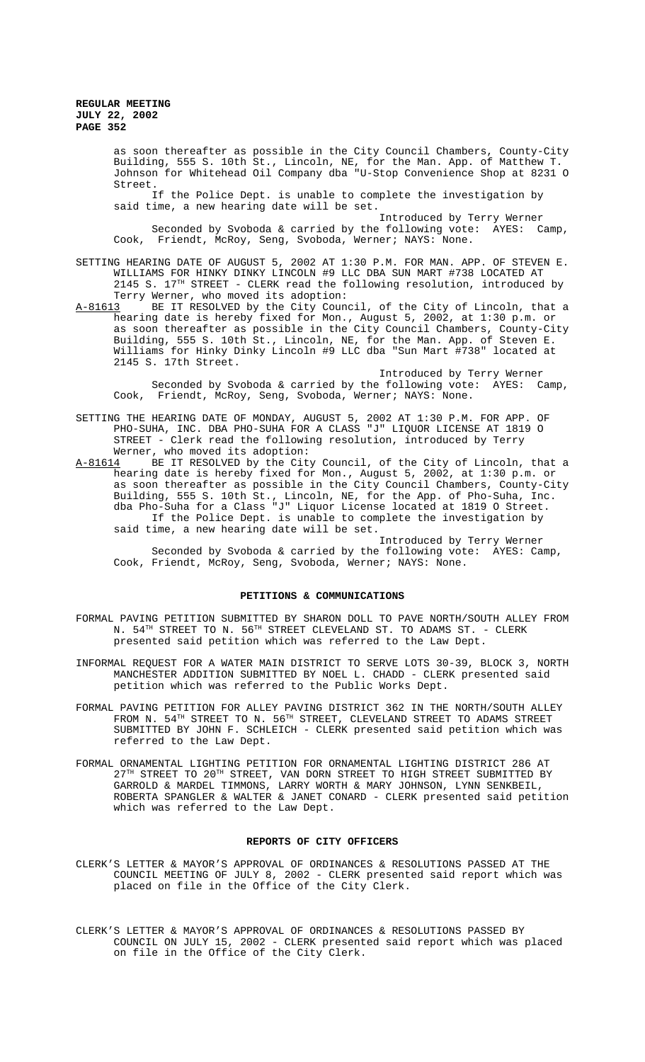as soon thereafter as possible in the City Council Chambers, County-City Building, 555 S. 10th St., Lincoln, NE, for the Man. App. of Matthew T. Johnson for Whitehead Oil Company dba "U-Stop Convenience Shop at 8231 O Street.

If the Police Dept. is unable to complete the investigation by said time, a new hearing date will be set.

Introduced by Terry Werner

Seconded by Svoboda & carried by the following vote: AYES: Camp, Cook, Friendt, McRoy, Seng, Svoboda, Werner; NAYS: None.

SETTING HEARING DATE OF AUGUST 5, 2002 AT 1:30 P.M. FOR MAN. APP. OF STEVEN E. WILLIAMS FOR HINKY DINKY LINCOLN #9 LLC DBA SUN MART #738 LOCATED AT 2145 S. 17TH STREET - CLERK read the following resolution, introduced by Terry Werner, who moved its adoption:

A-81613 BE IT RESOLVED by the City Council, of the City of Lincoln, that a hearing date is hereby fixed for Mon., August 5, 2002, at 1:30 p.m. or as soon thereafter as possible in the City Council Chambers, County-City Building, 555 S. 10th St., Lincoln, NE, for the Man. App. of Steven E. Williams for Hinky Dinky Lincoln #9 LLC dba "Sun Mart #738" located at 2145 S. 17th Street.

Introduced by Terry Werner

Seconded by Svoboda & carried by the following vote: AYES: Camp, Cook, Friendt, McRoy, Seng, Svoboda, Werner; NAYS: None.

SETTING THE HEARING DATE OF MONDAY, AUGUST 5, 2002 AT 1:30 P.M. FOR APP. OF PHO-SUHA, INC. DBA PHO-SUHA FOR A CLASS "J" LIQUOR LICENSE AT 1819 O STREET - Clerk read the following resolution, introduced by Terry Werner, who moved its adoption:

A-81614 BE IT RESOLVED by the City Council, of the City of Lincoln, that a hearing date is hereby fixed for Mon., August 5, 2002, at 1:30 p.m. or as soon thereafter as possible in the City Council Chambers, County-City Building, 555 S. 10th St., Lincoln, NE, for the App. of Pho-Suha, Inc. dba Pho-Suha for a Class "J" Liquor License located at 1819 O Street.

If the Police Dept. is unable to complete the investigation by said time, a new hearing date will be set.

Introduced by Terry Werner

Seconded by Svoboda & carried by the following vote: AYES: Camp, Cook, Friendt, McRoy, Seng, Svoboda, Werner; NAYS: None.

## PETITIONS & COMMUNICATIONS

FORMAL PAVING PETITION SUBMITTED BY SHARON DOLL TO PAVE NORTH/SOUTH ALLEY FROM N. 54TH STREET TO N. 56TH STREET CLEVELAND ST. TO ADAMS ST. - CLERK presented said petition which was referred to the Law Dept.

INFORMAL REQUEST FOR A WATER MAIN DISTRICT TO SERVE LOTS 30-39, BLOCK 3, NORTH MANCHESTER ADDITION SUBMITTED BY NOEL L. CHADD - CLERK presented said petition which was referred to the Public Works Dept.

FORMAL PAVING PETITION FOR ALLEY PAVING DISTRICT 362 IN THE NORTH/SOUTH ALLEY FROM N. 54TH STREET TO N. 56TH STREET, CLEVELAND STREET TO ADAMS STREET SUBMITTED BY JOHN F. SCHLEICH - CLERK presented said petition which was referred to the Law Dept.

FORMAL ORNAMENTAL LIGHTING PETITION FOR ORNAMENTAL LIGHTING DISTRICT 286 AT 27TH STREET TO 20TH STREET, VAN DORN STREET TO HIGH STREET SUBMITTED BY GARROLD & MARDEL TIMMONS, LARRY WORTH & MARY JOHNSON, LYNN SENKBEIL, ROBERTA SPANGLER & WALTER & JANET CONARD - CLERK presented said petition which was referred to the Law Dept.

## REPORTS OF CITY OFFICERS

CLERK'S LETTER & MAYOR'S APPROVAL OF ORDINANCES & RESOLUTIONS PASSED AT THE COUNCIL MEETING OF JULY 8, 2002 - CLERK presented said report which was placed on file in the Office of the City Clerk.

CLERK'S LETTER & MAYOR'S APPROVAL OF ORDINANCES & RESOLUTIONS PASSED BY COUNCIL ON JULY 15, 2002 - CLERK presented said report which was placed on file in the Office of the City Clerk.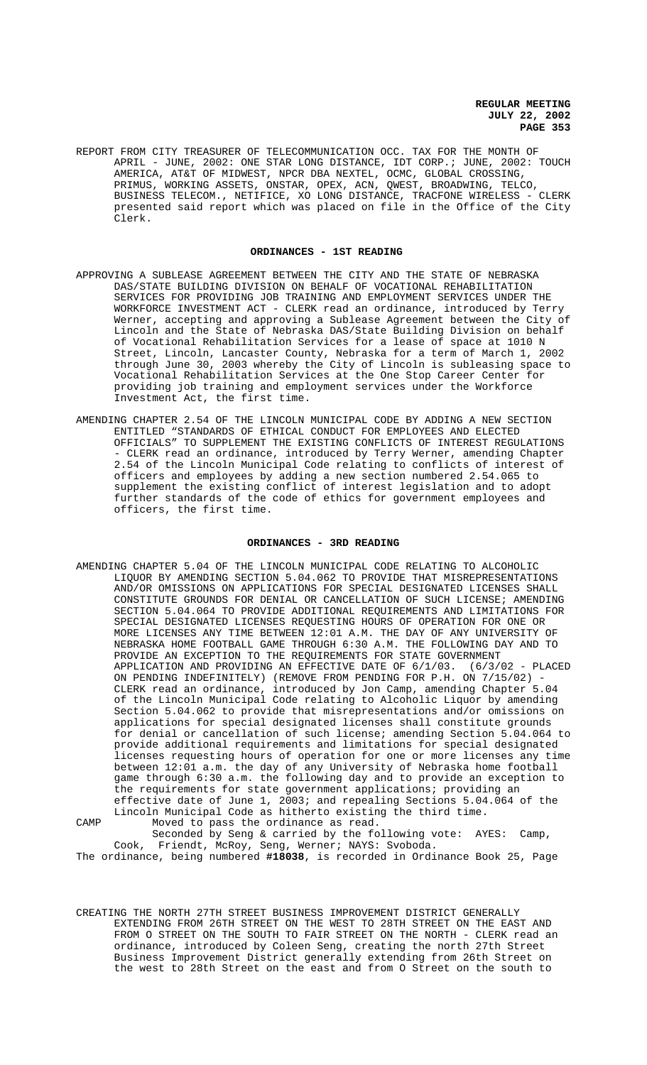REPORT FROM CITY TREASURER OF TELECOMMUNICATION OCC. TAX FOR THE MONTH OF APRIL - JUNE, 2002: ONE STAR LONG DISTANCE, IDT CORP.; JUNE, 2002: TOUCH AMERICA, AT&T OF MIDWEST, NPCR DBA NEXTEL, OCMC, GLOBAL CROSSING, PRIMUS, WORKING ASSETS, ONSTAR, OPEX, ACN, QWEST, BROADWING, TELCO, BUSINESS TELECOM., NETIFICE, XO LONG DISTANCE, TRACFONE WIRELESS - CLERK presented said report which was placed on file in the Office of the City Clerk.

## ORDINANCES - 1ST READING

APPROVING A SUBLEASE AGREEMENT BETWEEN THE CITY AND THE STATE OF NEBRASKA DAS/STATE BUILDING DIVISION ON BEHALF OF VOCATIONAL REHABILITATION SERVICES FOR PROVIDING JOB TRAINING AND EMPLOYMENT SERVICES UNDER THE WORKFORCE INVESTMENT ACT - CLERK read an ordinance, introduced by Terry Werner, accepting and approving a Sublease Agreement between the City of Lincoln and the State of Nebraska DAS/State Building Division on behalf of Vocational Rehabilitation Services for a lease of space at 1010 N Street, Lincoln, Lancaster County, Nebraska for a term of March 1, 2002 through June 30, 2003 whereby the City of Lincoln is subleasing space to Vocational Rehabilitation Services at the One Stop Career Center for providing job training and employment services under the Workforce Investment Act, the first time.

AMENDING CHAPTER 2.54 OF THE LINCOLN MUNICIPAL CODE BY ADDING A NEW SECTION ENTITLED "STANDARDS OF ETHICAL CONDUCT FOR EMPLOYEES AND ELECTED OFFICIALS" TO SUPPLEMENT THE EXISTING CONFLICTS OF INTEREST REGULATIONS - CLERK read an ordinance, introduced by Terry Werner, amending Chapter 2.54 of the Lincoln Municipal Code relating to conflicts of interest of officers and employees by adding a new section numbered 2.54.065 to supplement the existing conflict of interest legislation and to adopt further standards of the code of ethics for government employees and officers, the first time.

## ORDINANCES - 3RD READING

AMENDING CHAPTER 5.04 OF THE LINCOLN MUNICIPAL CODE RELATING TO ALCOHOLIC LIQUOR BY AMENDING SECTION 5.04.062 TO PROVIDE THAT MISREPRESENTATIONS AND/OR OMISSIONS ON APPLICATIONS FOR SPECIAL DESIGNATED LICENSES SHALL CONSTITUTE GROUNDS FOR DENIAL OR CANCELLATION OF SUCH LICENSE; AMENDING SECTION 5.04.064 TO PROVIDE ADDITIONAL REQUIREMENTS AND LIMITATIONS FOR SPECIAL DESIGNATED LICENSES REQUESTING HOURS OF OPERATION FOR ONE OR MORE LICENSES ANY TIME BETWEEN 12:01 A.M. THE DAY OF ANY UNIVERSITY OF NEBRASKA HOME FOOTBALL GAME THROUGH 6:30 A.M. THE FOLLOWING DAY AND TO PROVIDE AN EXCEPTION TO THE REQUIREMENTS FOR STATE GOVERNMENT APPLICATION AND PROVIDING AN EFFECTIVE DATE OF 6/1/03. (6/3/02 - PLACED ON PENDING INDEFINITELY) (REMOVE FROM PENDING FOR P.H. ON 7/15/02) - CLERK read an ordinance, introduced by Jon Camp, amending Chapter 5.04 of the Lincoln Municipal Code relating to Alcoholic Liquor by amending Section 5.04.062 to provide that misrepresentations and/or omissions on applications for special designated licenses shall constitute grounds for denial or cancellation of such license; amending Section 5.04.064 to provide additional requirements and limitations for special designated licenses requesting hours of operation for one or more licenses any time between 12:01 a.m. the day of any University of Nebraska home football game through 6:30 a.m. the following day and to provide an exception to the requirements for state government applications; providing an effective date of June 1, 2003; and repealing Sections 5.04.064 of the Lincoln Municipal Code as hitherto existing the third time.

CAMP Moved to pass the ordinance as read.

Seconded by Seng & carried by the following vote: AYES: Camp, Cook, Friendt, McRoy, Seng, Werner; NAYS: Svoboda.

The ordinance, being numbered **#18038**, is recorded in Ordinance Book 25, Page

CREATING THE NORTH 27TH STREET BUSINESS IMPROVEMENT DISTRICT GENERALLY EXTENDING FROM 26TH STREET ON THE WEST TO 28TH STREET ON THE EAST AND FROM O STREET ON THE SOUTH TO FAIR STREET ON THE NORTH - CLERK read an ordinance, introduced by Coleen Seng, creating the north 27th Street Business Improvement District generally extending from 26th Street on the west to 28th Street on the east and from O Street on the south to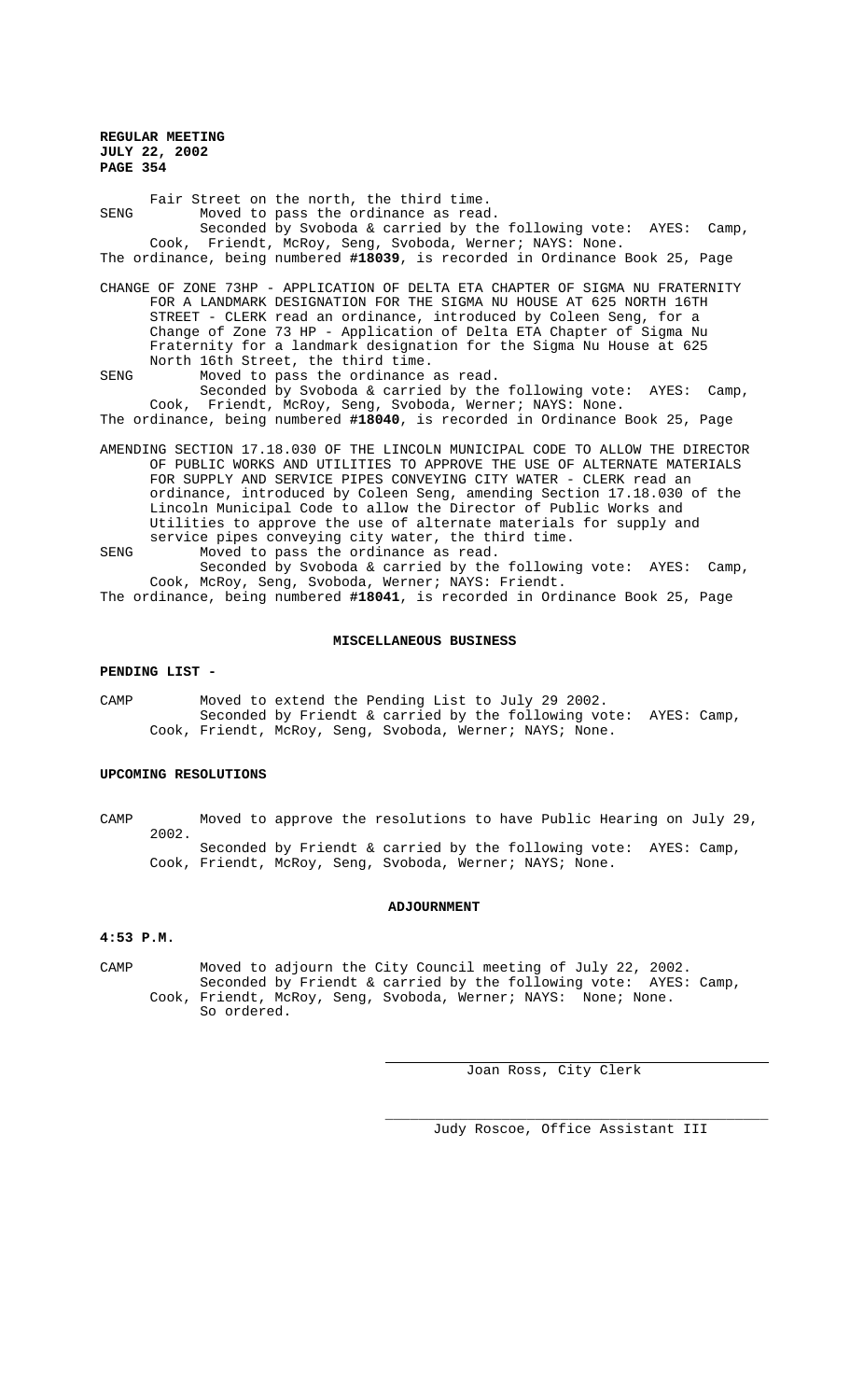Fair Street on the north, the third time.

SENG Moved to pass the ordinance as read.

Seconded by Svoboda & carried by the following vote: AYES: Camp, Cook, Friendt, McRoy, Seng, Svoboda, Werner; NAYS: None.

The ordinance, being numbered **#18039**, is recorded in Ordinance Book 25, Page

CHANGE OF ZONE 73HP - APPLICATION OF DELTA ETA CHAPTER OF SIGMA NU FRATERNITY FOR A LANDMARK DESIGNATION FOR THE SIGMA NU HOUSE AT 625 NORTH 16TH STREET - CLERK read an ordinance, introduced by Coleen Seng, for a Change of Zone 73 HP - Application of Delta ETA Chapter of Sigma Nu Fraternity for a landmark designation for the Sigma Nu House at 625 North 16th Street, the third time.

SENG Moved to pass the ordinance as read.

Seconded by Svoboda & carried by the following vote: AYES: Camp, Cook, Friendt, McRoy, Seng, Svoboda, Werner; NAYS: None.

The ordinance, being numbered **#18040**, is recorded in Ordinance Book 25, Page

AMENDING SECTION 17.18.030 OF THE LINCOLN MUNICIPAL CODE TO ALLOW THE DIRECTOR OF PUBLIC WORKS AND UTILITIES TO APPROVE THE USE OF ALTERNATE MATERIALS FOR SUPPLY AND SERVICE PIPES CONVEYING CITY WATER - CLERK read an ordinance, introduced by Coleen Seng, amending Section 17.18.030 of the Lincoln Municipal Code to allow the Director of Public Works and Utilities to approve the use of alternate materials for supply and service pipes conveying city water, the third time.

SENG Moved to pass the ordinance as read.

Seconded by Svoboda & carried by the following vote: AYES: Camp, Cook, McRoy, Seng, Svoboda, Werner; NAYS: Friendt.

The ordinance, being numbered **#18041**, is recorded in Ordinance Book 25, Page

## MISCELLANEOUS BUSINESS

**PENDING LIST -**

CAMP Moved to extend the Pending List to July 29 2002.

Seconded by Friendt & carried by the following vote: AYES: Camp, Cook, Friendt, McRoy, Seng, Svoboda, Werner; NAYS; None.

**UPCOMING RESOLUTIONS**

CAMP Moved to approve the resolutions to have Public Hearing on July 29, 2002.

Seconded by Friendt & carried by the following vote: AYES: Camp, Cook, Friendt, McRoy, Seng, Svoboda, Werner; NAYS; None.

## ADJOURNMENT

**4:53 P.M.**

CAMP Moved to adjourn the City Council meeting of July 22, 2002.

Seconded by Friendt & carried by the following vote: AYES: Camp, Cook, Friendt, McRoy, Seng, Svoboda, Werner; NAYS: None; None.

So ordered.

Joan Ross, City Clerk

Judy Roscoe, Office Assistant III